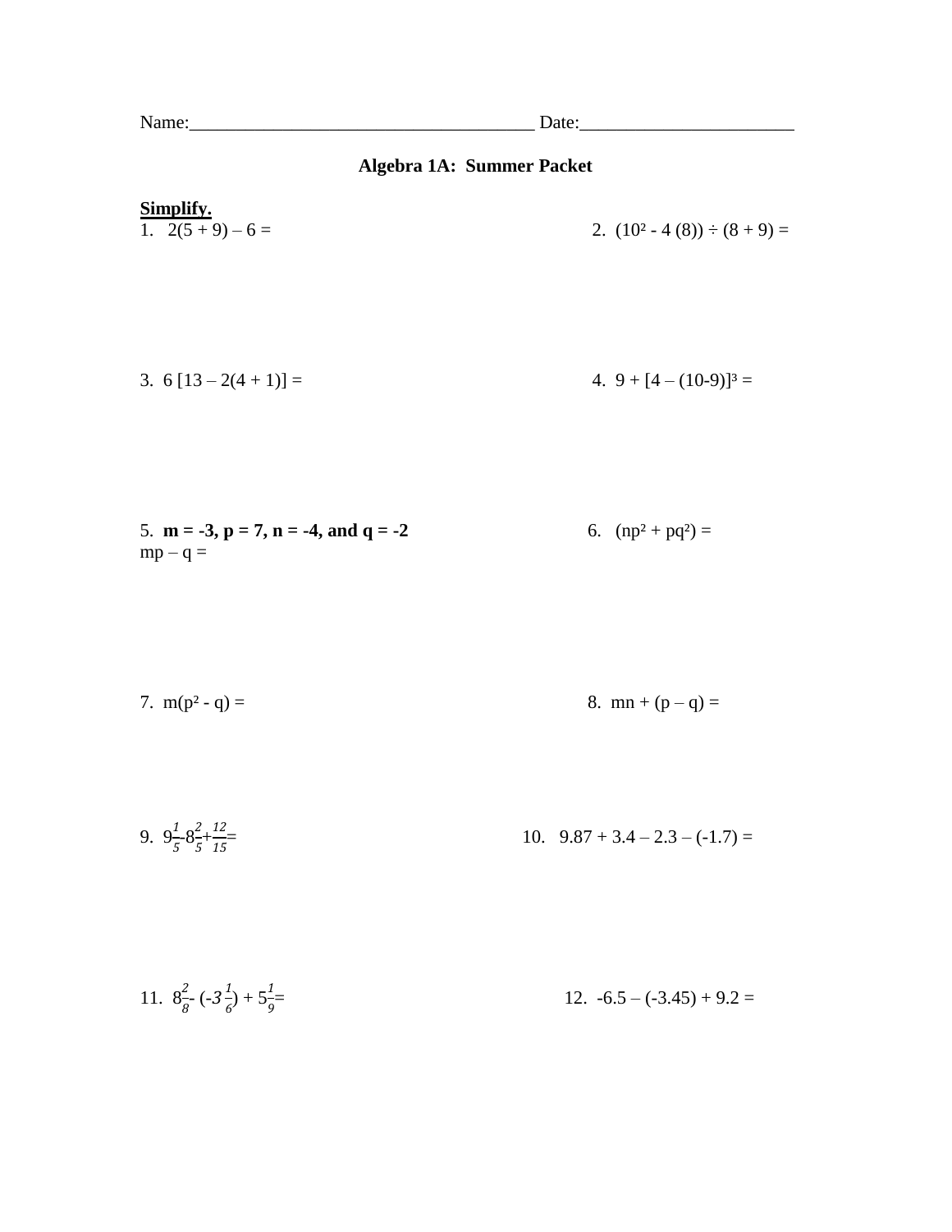Name:_____________________________________ Date:______________________

## Algebra 1A: Summer Packet

**Simplify.**

1. $2(5 + 9) – 6 =$

2. $(10^2 - 4 (8)) \div (8 + 9) =$

3. $6 [13 – 2(4 + 1)] =$

4. $9 + [4 – (10-9)]^3 =$

5. **$m = -3$, $p = 7$, $n = -4$, and $q = -2$**
$mp – q =$

6. $(np^2 + pq^2) =$

7. $m(p^2 - q) =$

8. $mn + (p – q) =$

9. $9\frac{1}{5}-8\frac{2}{5}+\frac{12}{15}=$

10. $9.87 + 3.4 – 2.3 – (-1.7) =$

11. $8\frac{2}{8}- (-3\frac{1}{6}) + 5\frac{1}{9}=$

12. $-6.5 – (-3.45) + 9.2 =$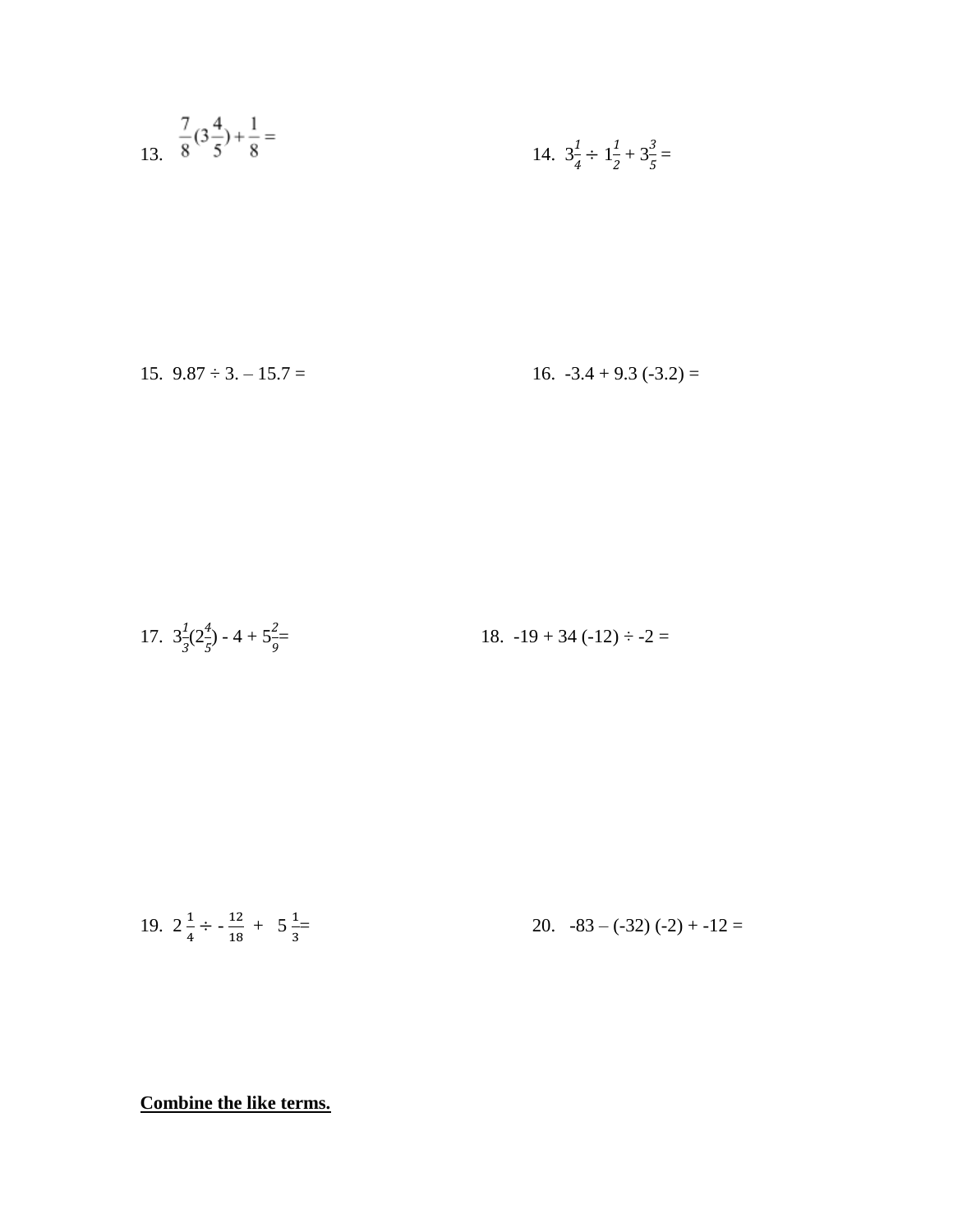13. $\frac{7}{8}(3\frac{4}{5}) + \frac{1}{8} =$

14. $3\frac{1}{4} \div 1\frac{1}{2} + 3\frac{3}{5} =$

15. 9.87 ÷ 3. – 15.7 =

16. -3.4 + 9.3 (-3.2) =

17. $3\frac{1}{3}(2\frac{4}{5})$ - 4 + $5\frac{2}{9}$=

18. -19 + 34 (-12) ÷ -2 =

19. $2\,\frac{1}{4} \div -\frac{12}{18} + 5\,\frac{1}{3} =$

20. -83 – (-32) (-2) + -12 =

**Combine the like terms.**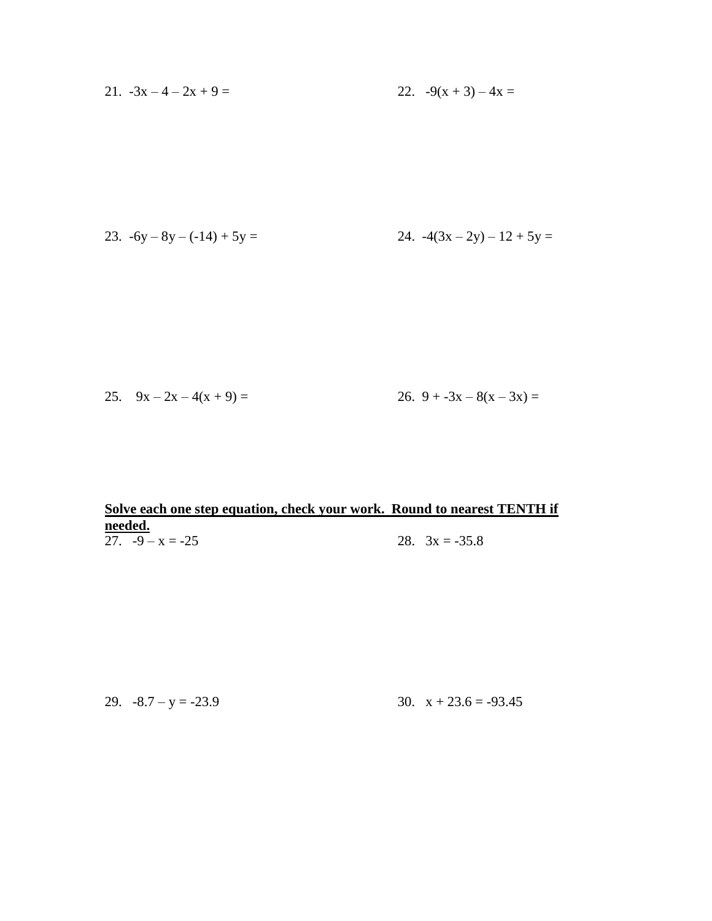21. $-3x - 4 - 2x + 9 =$

22. $-9(x + 3) - 4x =$

23. $-6y - 8y - (-14) + 5y =$

24. $-4(3x - 2y) - 12 + 5y =$

25. $9x - 2x - 4(x + 9) =$

26. $9 + -3x - 8(x - 3x) =$

**<u>Solve each one step equation, check your work. Round to nearest TENTH if needed.</u>**

27. $-9 - x = -25$

28. $3x = -35.8$

29. $-8.7 - y = -23.9$

30. $x + 23.6 = -93.45$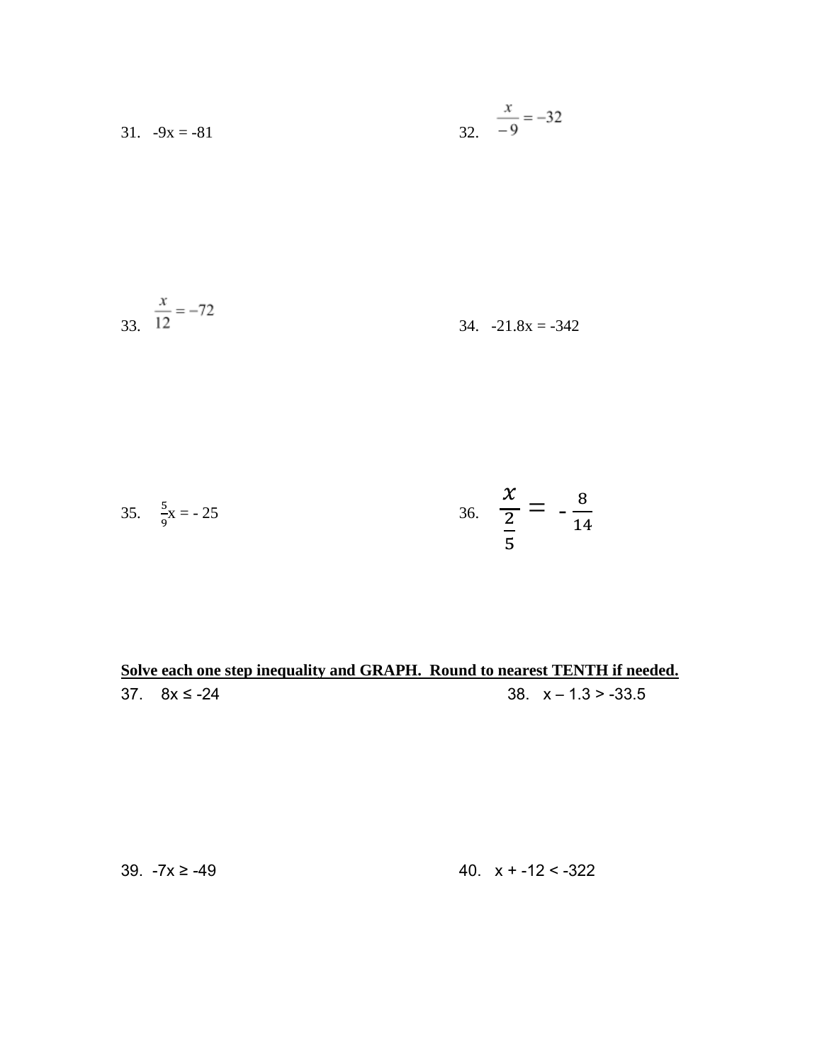31. $-9x = -81$

32. $\frac{x}{-9} = -32$

33. $\frac{x}{12} = -72$

34. $-21.8x = -342$

35. $\frac{5}{9}x = -25$

36. $\frac{x}{\frac{2}{5}} = -\frac{8}{14}$

**Solve each one step inequality and GRAPH. Round to nearest TENTH if needed.**

37. $8x \leq -24$

38. $x - 1.3 > -33.5$

39. $-7x \geq -49$

40. $x + -12 < -322$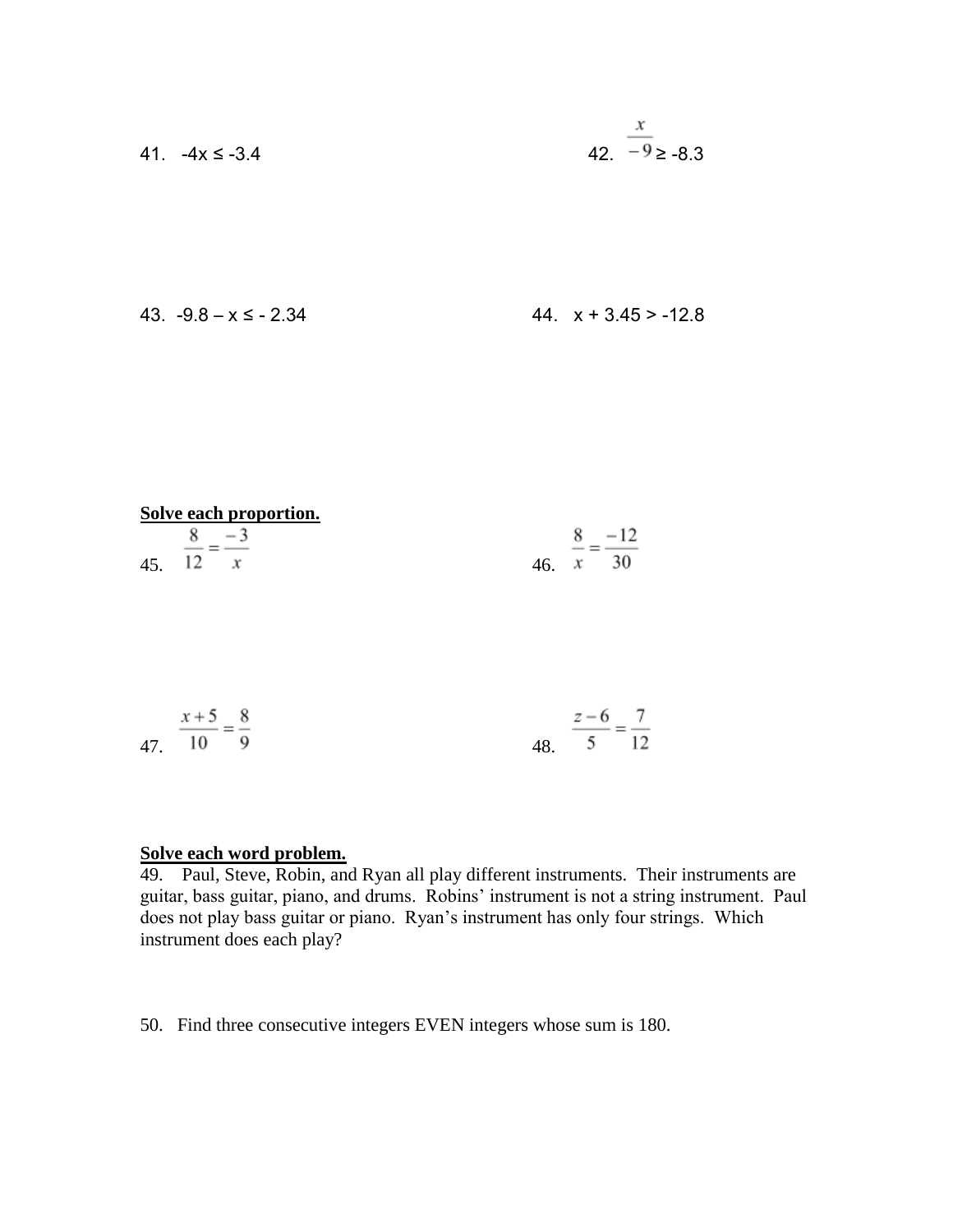41. $-4x \leq -3.4$

42. $\frac{x}{-9} \geq -8.3$

43. $-9.8 - x \leq -2.34$

44. $x + 3.45 > -12.8$

**Solve each proportion.**

45. $\frac{8}{12} = \frac{-3}{x}$

46. $\frac{8}{x} = \frac{-12}{30}$

47. $\frac{x+5}{10} = \frac{8}{9}$

48. $\frac{z-6}{5} = \frac{7}{12}$

**Solve each word problem.**

49. Paul, Steve, Robin, and Ryan all play different instruments. Their instruments are guitar, bass guitar, piano, and drums. Robins' instrument is not a string instrument. Paul does not play bass guitar or piano. Ryan's instrument has only four strings. Which instrument does each play?

50. Find three consecutive integers EVEN integers whose sum is 180.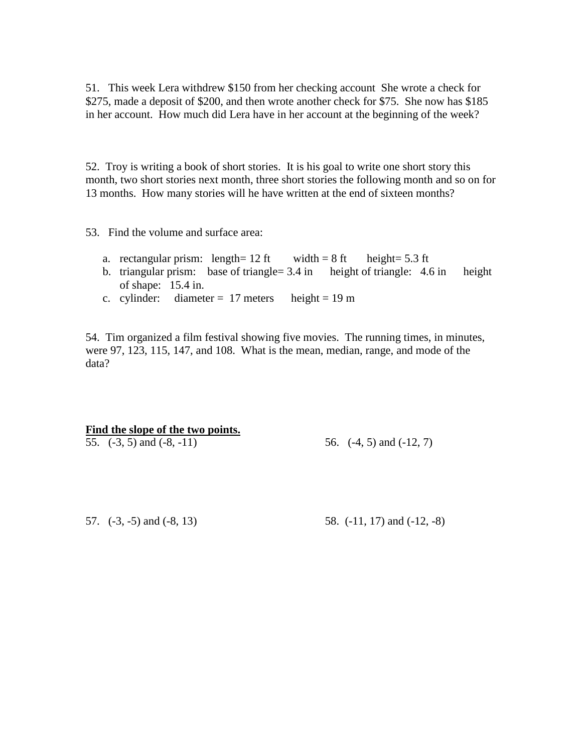51. This week Lera withdrew $150 from her checking account She wrote a check for $275, made a deposit of $200, and then wrote another check for $75. She now has $185 in her account. How much did Lera have in her account at the beginning of the week?

52. Troy is writing a book of short stories. It is his goal to write one short story this month, two short stories next month, three short stories the following month and so on for 13 months. How many stories will he have written at the end of sixteen months?

53. Find the volume and surface area:

a. rectangular prism: length= 12 ft width = 8 ft height= 5.3 ft
b. triangular prism: base of triangle= 3.4 in height of triangle: 4.6 in height of shape: 15.4 in.
c. cylinder: diameter = 17 meters height = 19 m

54. Tim organized a film festival showing five movies. The running times, in minutes, were 97, 123, 115, 147, and 108. What is the mean, median, range, and mode of the data?

**Find the slope of the two points.**

55. (-3, 5) and (-8, -11)

56. (-4, 5) and (-12, 7)

57. (-3, -5) and (-8, 13)

58. (-11, 17) and (-12, -8)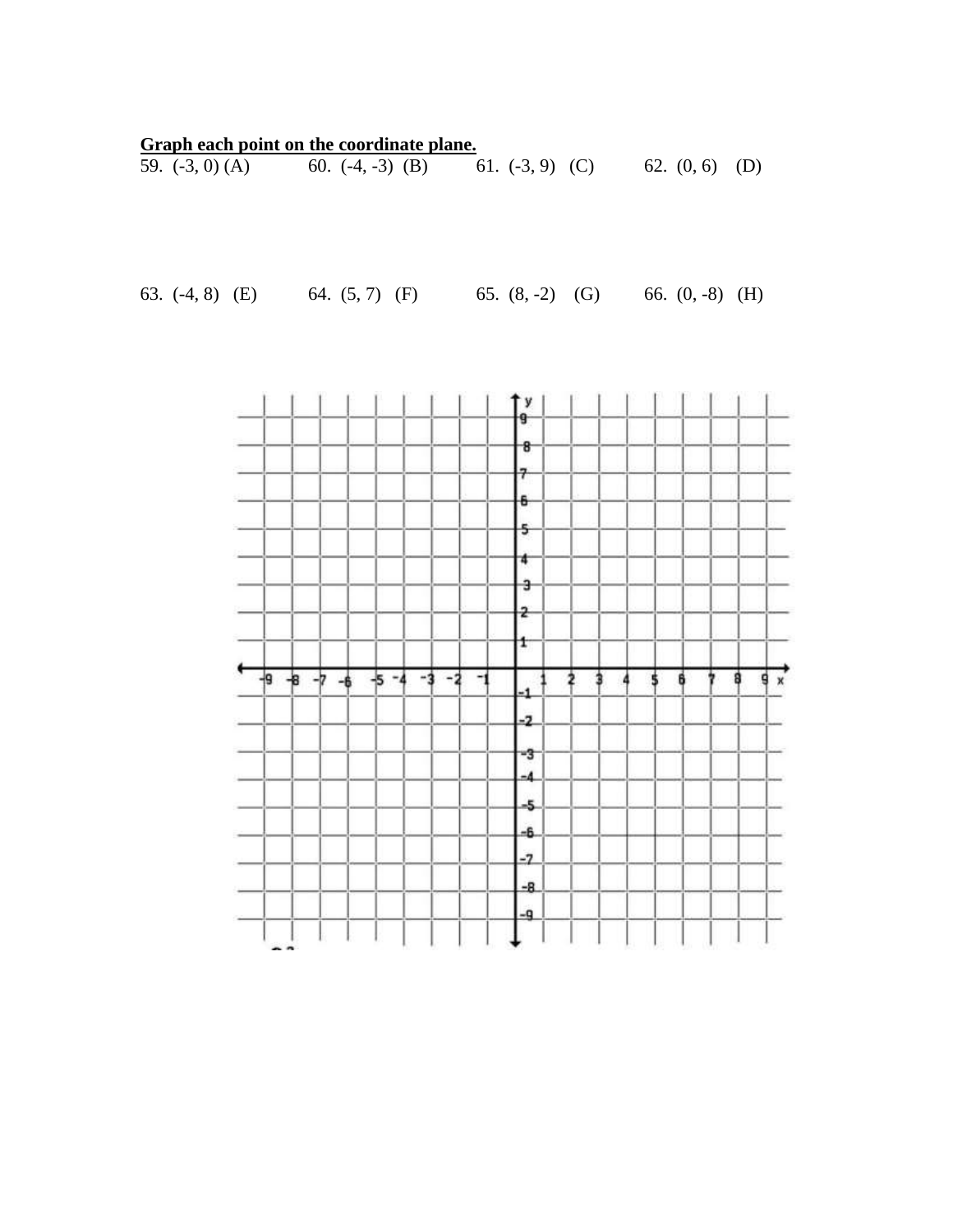**Graph each point on the coordinate plane.**

59. (-3, 0) (A)
60. (-4, -3) (B)
61. (-3, 9) (C)
62. (0, 6) (D)
63. (-4, 8) (E)
64. (5, 7) (F)
65. (8, -2) (G)
66. (0, -8) (H)

y

9
8
7
6
5
4
3
2
1

-9 -8 -7 -6 -5 -4 -3 -2 -1 1 2 3 4 5 6 7 8 9 x

-1
-2
-3
-4
-5
-6
-7
-8
-9